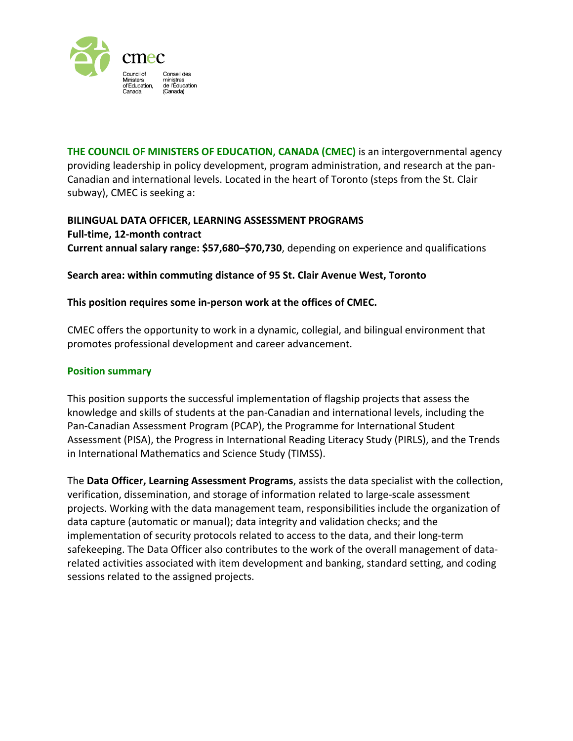cmec

Council of Ministers of Education, Canada | Conseil des ministres de l'Éducation (Canada)

**THE COUNCIL OF MINISTERS OF EDUCATION, CANADA (CMEC)** is an intergovernmental agency providing leadership in policy development, program administration, and research at the pan-Canadian and international levels. Located in the heart of Toronto (steps from the St. Clair subway), CMEC is seeking a:

**BILINGUAL DATA OFFICER, LEARNING ASSESSMENT PROGRAMS**
**Full-time, 12-month contract**
**Current annual salary range: $57,680–$70,730**, depending on experience and qualifications

**Search area: within commuting distance of 95 St. Clair Avenue West, Toronto**

**This position requires some in-person work at the offices of CMEC.**

CMEC offers the opportunity to work in a dynamic, collegial, and bilingual environment that promotes professional development and career advancement.

## Position summary

This position supports the successful implementation of flagship projects that assess the knowledge and skills of students at the pan-Canadian and international levels, including the Pan-Canadian Assessment Program (PCAP), the Programme for International Student Assessment (PISA), the Progress in International Reading Literacy Study (PIRLS), and the Trends in International Mathematics and Science Study (TIMSS).

The **Data Officer, Learning Assessment Programs**, assists the data specialist with the collection, verification, dissemination, and storage of information related to large-scale assessment projects. Working with the data management team, responsibilities include the organization of data capture (automatic or manual); data integrity and validation checks; and the implementation of security protocols related to access to the data, and their long-term safekeeping. The Data Officer also contributes to the work of the overall management of data-related activities associated with item development and banking, standard setting, and coding sessions related to the assigned projects.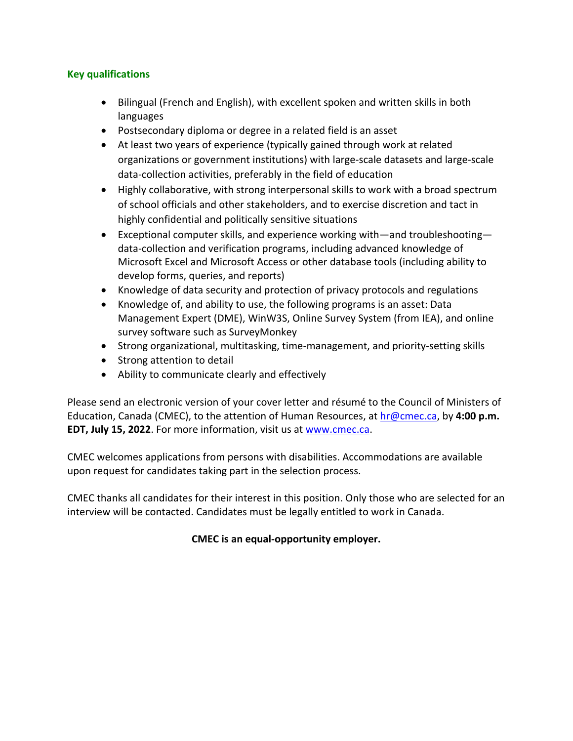### Key qualifications

- Bilingual (French and English), with excellent spoken and written skills in both languages
- Postsecondary diploma or degree in a related field is an asset
- At least two years of experience (typically gained through work at related organizations or government institutions) with large-scale datasets and large-scale data-collection activities, preferably in the field of education
- Highly collaborative, with strong interpersonal skills to work with a broad spectrum of school officials and other stakeholders, and to exercise discretion and tact in highly confidential and politically sensitive situations
- Exceptional computer skills, and experience working with—and troubleshooting—data-collection and verification programs, including advanced knowledge of Microsoft Excel and Microsoft Access or other database tools (including ability to develop forms, queries, and reports)
- Knowledge of data security and protection of privacy protocols and regulations
- Knowledge of, and ability to use, the following programs is an asset: Data Management Expert (DME), WinW3S, Online Survey System (from IEA), and online survey software such as SurveyMonkey
- Strong organizational, multitasking, time-management, and priority-setting skills
- Strong attention to detail
- Ability to communicate clearly and effectively

Please send an electronic version of your cover letter and résumé to the Council of Ministers of Education, Canada (CMEC), to the attention of Human Resources, at hr@cmec.ca, by **4:00 p.m. EDT, July 15, 2022**. For more information, visit us at www.cmec.ca.

CMEC welcomes applications from persons with disabilities. Accommodations are available upon request for candidates taking part in the selection process.

CMEC thanks all candidates for their interest in this position. Only those who are selected for an interview will be contacted. Candidates must be legally entitled to work in Canada.

**CMEC is an equal-opportunity employer.**